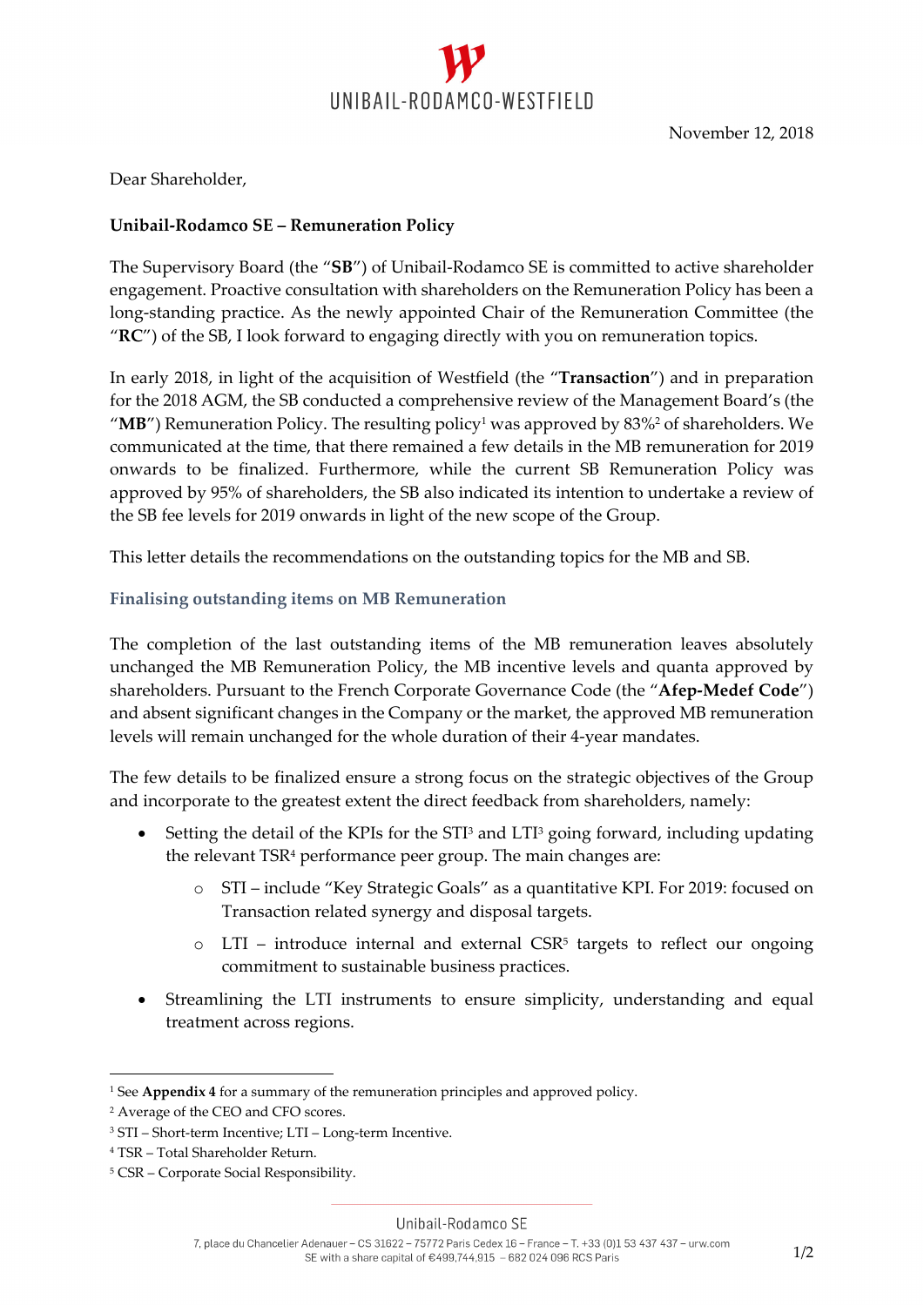November 12, 2018

Dear Shareholder,

**Unibail-Rodamco SE – Remuneration Policy**

The Supervisory Board (the "**SB**") of Unibail-Rodamco SE is committed to active shareholder engagement. Proactive consultation with shareholders on the Remuneration Policy has been a long-standing practice. As the newly appointed Chair of the Remuneration Committee (the "**RC**") of the SB, I look forward to engaging directly with you on remuneration topics.

In early 2018, in light of the acquisition of Westfield (the "**Transaction**") and in preparation for the 2018 AGM, the SB conducted a comprehensive review of the Management Board's (the "**MB**") Remuneration Policy. The resulting policy[1] was approved by 83%[2] of shareholders. We communicated at the time, that there remained a few details in the MB remuneration for 2019 onwards to be finalized. Furthermore, while the current SB Remuneration Policy was approved by 95% of shareholders, the SB also indicated its intention to undertake a review of the SB fee levels for 2019 onwards in light of the new scope of the Group.

This letter details the recommendations on the outstanding topics for the MB and SB.

## Finalising outstanding items on MB Remuneration

The completion of the last outstanding items of the MB remuneration leaves absolutely unchanged the MB Remuneration Policy, the MB incentive levels and quanta approved by shareholders. Pursuant to the French Corporate Governance Code (the "**Afep-Medef Code**") and absent significant changes in the Company or the market, the approved MB remuneration levels will remain unchanged for the whole duration of their 4-year mandates.

The few details to be finalized ensure a strong focus on the strategic objectives of the Group and incorporate to the greatest extent the direct feedback from shareholders, namely:

- Setting the detail of the KPIs for the STI[3] and LTI[3] going forward, including updating the relevant TSR[4] performance peer group. The main changes are:
  - STI – include "Key Strategic Goals" as a quantitative KPI. For 2019: focused on Transaction related synergy and disposal targets.
  - LTI – introduce internal and external CSR[5] targets to reflect our ongoing commitment to sustainable business practices.
- Streamlining the LTI instruments to ensure simplicity, understanding and equal treatment across regions.

---

[1] See **Appendix 4** for a summary of the remuneration principles and approved policy.

[2] Average of the CEO and CFO scores.

[3] STI – Short-term Incentive; LTI – Long-term Incentive.

[4] TSR – Total Shareholder Return.

[5] CSR – Corporate Social Responsibility.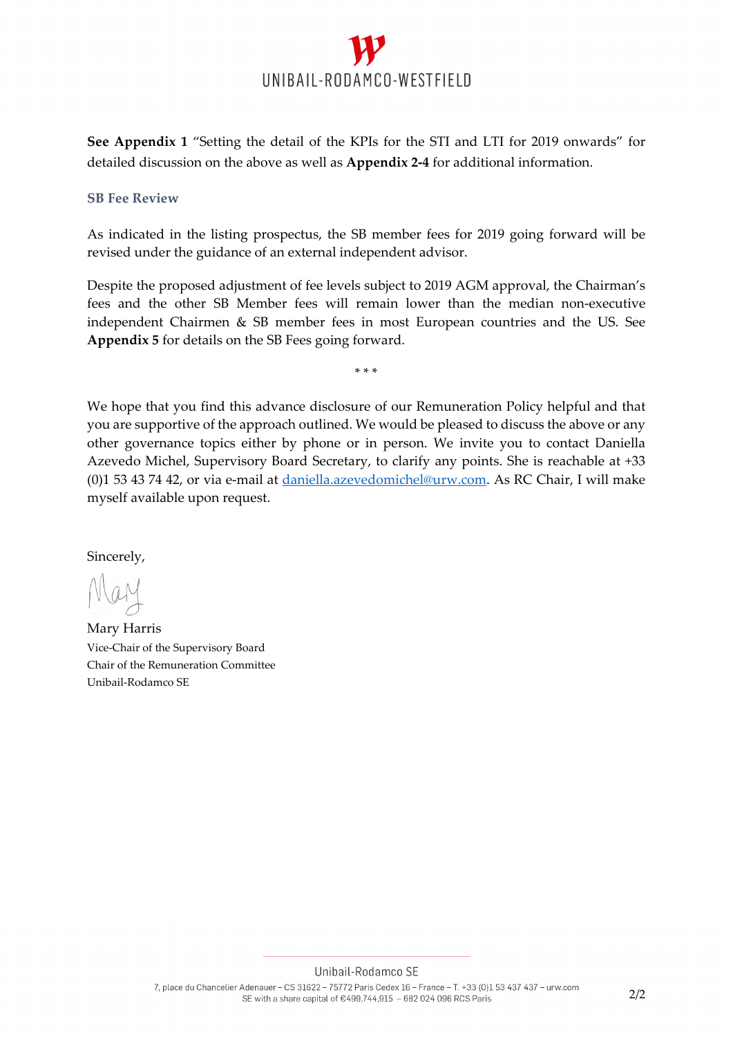**See Appendix 1** "Setting the detail of the KPIs for the STI and LTI for 2019 onwards" for detailed discussion on the above as well as **Appendix 2-4** for additional information.

### SB Fee Review

As indicated in the listing prospectus, the SB member fees for 2019 going forward will be revised under the guidance of an external independent advisor.

Despite the proposed adjustment of fee levels subject to 2019 AGM approval, the Chairman's fees and the other SB Member fees will remain lower than the median non-executive independent Chairmen & SB member fees in most European countries and the US. See **Appendix 5** for details on the SB Fees going forward.

\* \* \*

We hope that you find this advance disclosure of our Remuneration Policy helpful and that you are supportive of the approach outlined. We would be pleased to discuss the above or any other governance topics either by phone or in person. We invite you to contact Daniella Azevedo Michel, Supervisory Board Secretary, to clarify any points. She is reachable at +33 (0)1 53 43 74 42, or via e-mail at daniella.azevedomichel@urw.com. As RC Chair, I will make myself available upon request.

Sincerely,

Mary Harris
Vice-Chair of the Supervisory Board
Chair of the Remuneration Committee
Unibail-Rodamco SE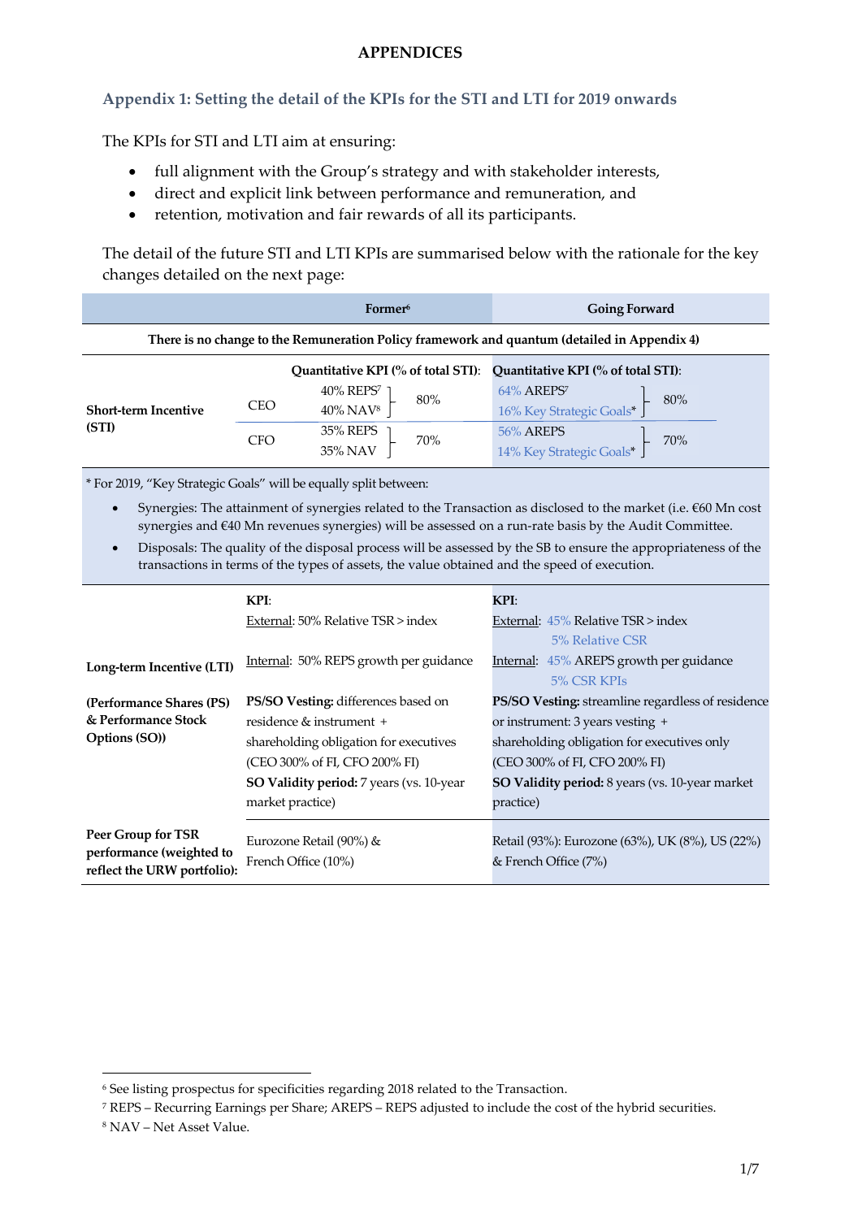# APPENDICES

## Appendix 1: Setting the detail of the KPIs for the STI and LTI for 2019 onwards

The KPIs for STI and LTI aim at ensuring:

- full alignment with the Group's strategy and with stakeholder interests,
- direct and explicit link between performance and remuneration, and
- retention, motivation and fair rewards of all its participants.

The detail of the future STI and LTI KPIs are summarised below with the rationale for the key changes detailed on the next page:

| | | Former[6] | Going Forward |
|---|---|---|---|
| **There is no change to the Remuneration Policy framework and quantum (detailed in Appendix 4)** | | | |
| **Short-term Incentive (STI)** | | **Quantitative KPI (% of total STI):** | **Quantitative KPI (% of total STI):** |
| | CEO | 40% REPS[7], 40% NAV[8] — 80% | 64% AREPS[7], 16% Key Strategic Goals* — 80% |
| | CFO | 35% REPS, 35% NAV — 70% | 56% AREPS, 14% Key Strategic Goals* — 70% |
| **Long-term Incentive (LTI)** **(Performance Shares (PS) & Performance Stock Options (SO))** | | **KPI**:<br>External: 50% Relative TSR > index<br>Internal: 50% REPS growth per guidance<br>**PS/SO Vesting:** differences based on residence & instrument + shareholding obligation for executives (CEO 300% of FI, CFO 200% FI)<br>**SO Validity period:** 7 years (vs. 10-year market practice) | **KPI**:<br>External: 45% Relative TSR > index, 5% Relative CSR<br>Internal: 45% AREPS growth per guidance, 5% CSR KPIs<br>**PS/SO Vesting:** streamline regardless of residence or instrument: 3 years vesting + shareholding obligation for executives only (CEO 300% of FI, CFO 200% FI)<br>**SO Validity period:** 8 years (vs. 10-year market practice) |
| **Peer Group for TSR performance (weighted to reflect the URW portfolio):** | | Eurozone Retail (90%) & French Office (10%) | Retail (93%): Eurozone (63%), UK (8%), US (22%) & French Office (7%) |

\* For 2019, "Key Strategic Goals" will be equally split between:

- Synergies: The attainment of synergies related to the Transaction as disclosed to the market (i.e. €60 Mn cost synergies and €40 Mn revenues synergies) will be assessed on a run-rate basis by the Audit Committee.
- Disposals: The quality of the disposal process will be assessed by the SB to ensure the appropriateness of the transactions in terms of the types of assets, the value obtained and the speed of execution.

---

[6] See listing prospectus for specificities regarding 2018 related to the Transaction.
[7] REPS – Recurring Earnings per Share; AREPS – REPS adjusted to include the cost of the hybrid securities.
[8] NAV – Net Asset Value.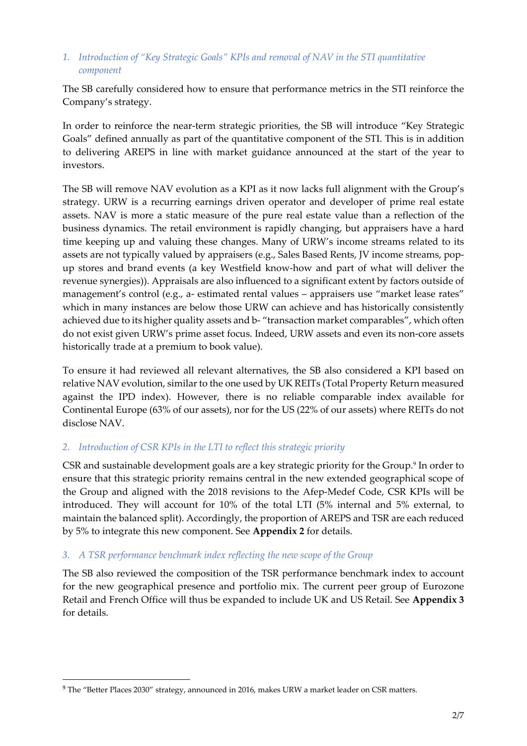### 1. *Introduction of "Key Strategic Goals" KPIs and removal of NAV in the STI quantitative component*

The SB carefully considered how to ensure that performance metrics in the STI reinforce the Company's strategy.

In order to reinforce the near-term strategic priorities, the SB will introduce "Key Strategic Goals" defined annually as part of the quantitative component of the STI. This is in addition to delivering AREPS in line with market guidance announced at the start of the year to investors.

The SB will remove NAV evolution as a KPI as it now lacks full alignment with the Group's strategy. URW is a recurring earnings driven operator and developer of prime real estate assets. NAV is more a static measure of the pure real estate value than a reflection of the business dynamics. The retail environment is rapidly changing, but appraisers have a hard time keeping up and valuing these changes. Many of URW's income streams related to its assets are not typically valued by appraisers (e.g., Sales Based Rents, JV income streams, pop-up stores and brand events (a key Westfield know-how and part of what will deliver the revenue synergies)). Appraisals are also influenced to a significant extent by factors outside of management's control (e.g., a- estimated rental values – appraisers use "market lease rates" which in many instances are below those URW can achieve and has historically consistently achieved due to its higher quality assets and b- "transaction market comparables", which often do not exist given URW's prime asset focus. Indeed, URW assets and even its non-core assets historically trade at a premium to book value).

To ensure it had reviewed all relevant alternatives, the SB also considered a KPI based on relative NAV evolution, similar to the one used by UK REITs (Total Property Return measured against the IPD index). However, there is no reliable comparable index available for Continental Europe (63% of our assets), nor for the US (22% of our assets) where REITs do not disclose NAV.

### 2. *Introduction of CSR KPIs in the LTI to reflect this strategic priority*

CSR and sustainable development goals are a key strategic priority for the Group.[9] In order to ensure that this strategic priority remains central in the new extended geographical scope of the Group and aligned with the 2018 revisions to the Afep-Medef Code, CSR KPIs will be introduced. They will account for 10% of the total LTI (5% internal and 5% external, to maintain the balanced split). Accordingly, the proportion of AREPS and TSR are each reduced by 5% to integrate this new component. See **Appendix 2** for details.

### 3. *A TSR performance benchmark index reflecting the new scope of the Group*

The SB also reviewed the composition of the TSR performance benchmark index to account for the new geographical presence and portfolio mix. The current peer group of Eurozone Retail and French Office will thus be expanded to include UK and US Retail. See **Appendix 3** for details.

---

[9] The "Better Places 2030" strategy, announced in 2016, makes URW a market leader on CSR matters.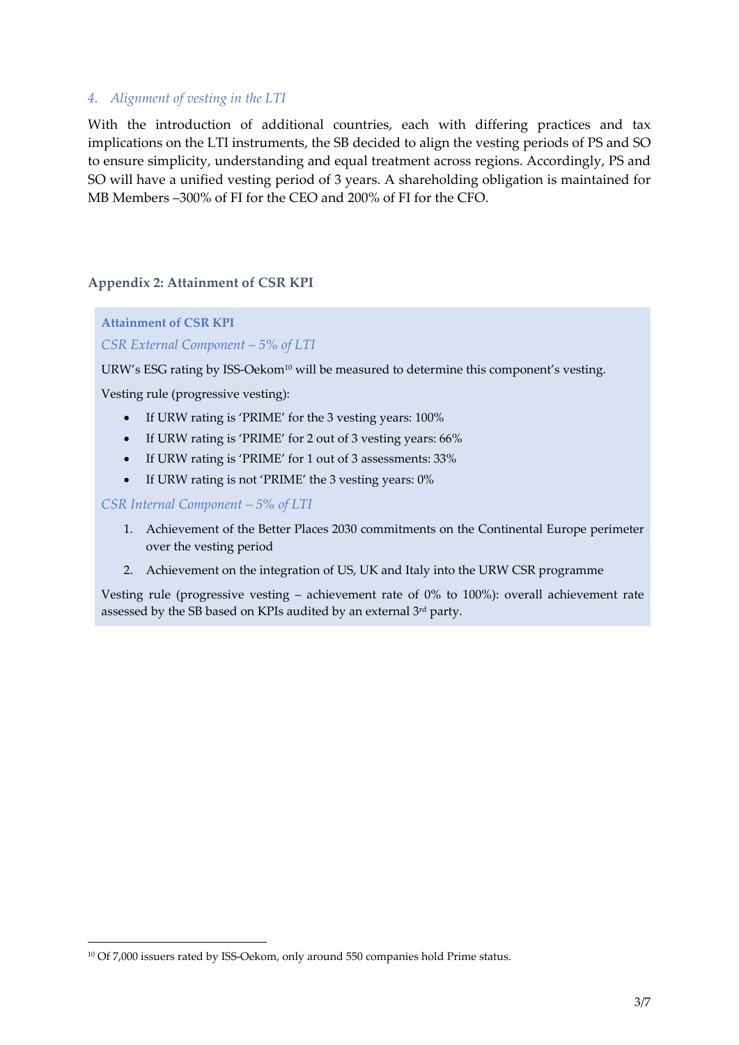### *4. Alignment of vesting in the LTI*

With the introduction of additional countries, each with differing practices and tax implications on the LTI instruments, the SB decided to align the vesting periods of PS and SO to ensure simplicity, understanding and equal treatment across regions. Accordingly, PS and SO will have a unified vesting period of 3 years. A shareholding obligation is maintained for MB Members –300% of FI for the CEO and 200% of FI for the CFO.

## Appendix 2: Attainment of CSR KPI

**Attainment of CSR KPI**

*CSR External Component – 5% of LTI*

URW's ESG rating by ISS-Oekom[10] will be measured to determine this component's vesting.

Vesting rule (progressive vesting):

- If URW rating is 'PRIME' for the 3 vesting years: 100%
- If URW rating is 'PRIME' for 2 out of 3 vesting years: 66%
- If URW rating is 'PRIME' for 1 out of 3 assessments: 33%
- If URW rating is not 'PRIME' the 3 vesting years: 0%

*CSR Internal Component – 5% of LTI*

1. Achievement of the Better Places 2030 commitments on the Continental Europe perimeter over the vesting period
2. Achievement on the integration of US, UK and Italy into the URW CSR programme

Vesting rule (progressive vesting – achievement rate of 0% to 100%): overall achievement rate assessed by the SB based on KPIs audited by an external 3rd party.

[10] Of 7,000 issuers rated by ISS-Oekom, only around 550 companies hold Prime status.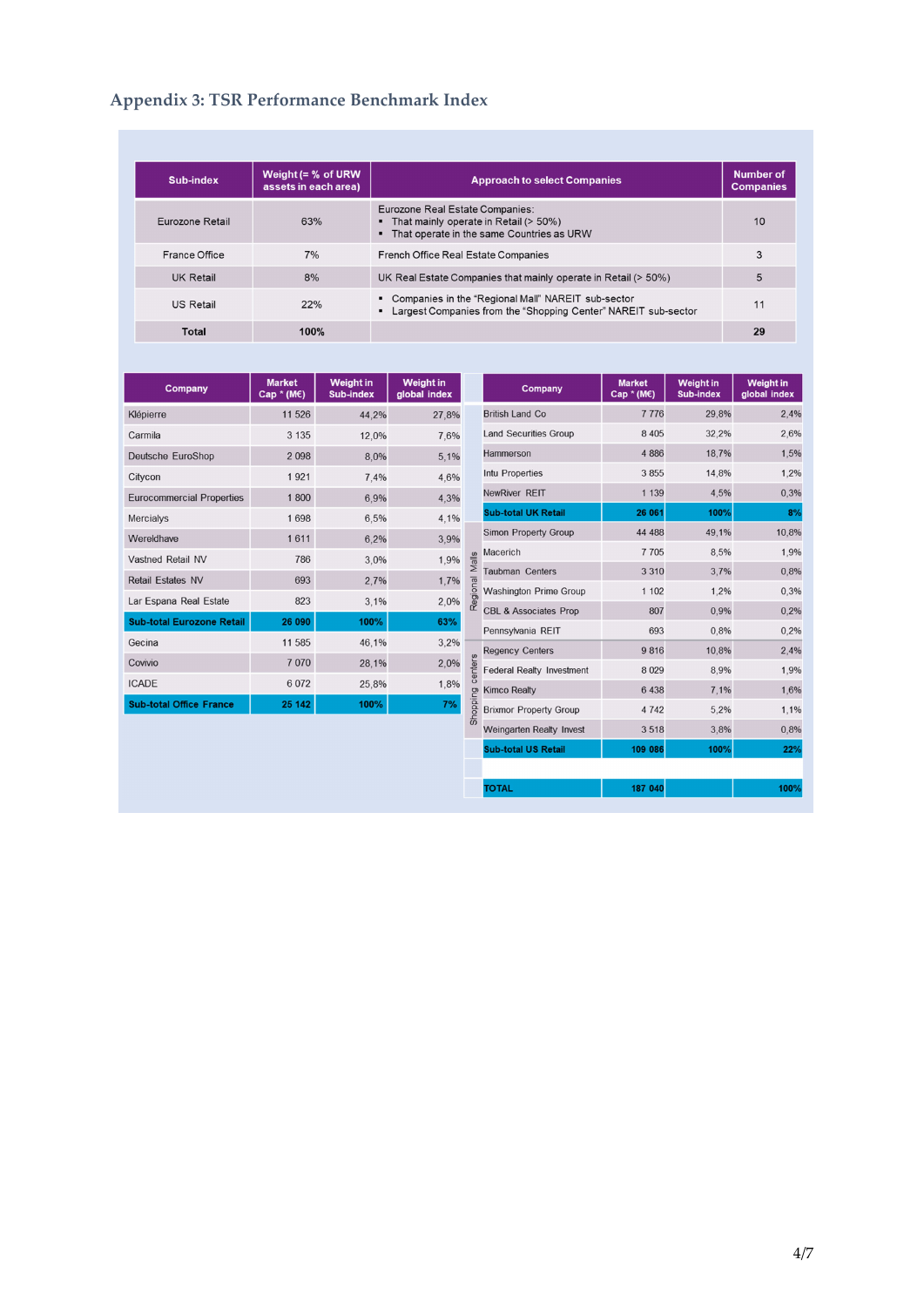## Appendix 3: TSR Performance Benchmark Index

| Sub-index | Weight (= % of URW assets in each area) | Approach to select Companies | Number of Companies |
|---|---|---|---|
| Eurozone Retail | 63% | Eurozone Real Estate Companies:<br>▪ That mainly operate in Retail (> 50%)<br>▪ That operate in the same Countries as URW | 10 |
| France Office | 7% | French Office Real Estate Companies | 3 |
| UK Retail | 8% | UK Real Estate Companies that mainly operate in Retail (> 50%) | 5 |
| US Retail | 22% | ▪ Companies in the "Regional Mall" NAREIT sub-sector<br>▪ Largest Companies from the "Shopping Center" NAREIT sub-sector | 11 |
| **Total** | **100%** | | **29** |

| Company | Market Cap * (M€) | Weight in Sub-index | Weight in global index |
|---|---|---|---|
| Klépierre | 11 526 | 44,2% | 27,8% |
| Carmila | 3 135 | 12,0% | 7,6% |
| Deutsche EuroShop | 2 098 | 8,0% | 5,1% |
| Citycon | 1 921 | 7,4% | 4,6% |
| Eurocommercial Properties | 1 800 | 6,9% | 4,3% |
| Mercialys | 1 698 | 6,5% | 4,1% |
| Wereldhave | 1 611 | 6,2% | 3,9% |
| Vastned Retail NV | 786 | 3,0% | 1,9% |
| Retail Estates NV | 693 | 2,7% | 1,7% |
| Lar Espana Real Estate | 823 | 3,1% | 2,0% |
| **Sub-total Eurozone Retail** | **26 090** | **100%** | **63%** |
| Gecina | 11 585 | 46,1% | 3,2% |
| Covivio | 7 070 | 28,1% | 2,0% |
| ICADE | 6 072 | 25,8% | 1,8% |
| **Sub-total Office France** | **25 142** | **100%** | **7%** |

| | Company | Market Cap * (M€) | Weight in Sub-index | Weight in global index |
|---|---|---|---|---|
| | British Land Co | 7 776 | 29,8% | 2,4% |
| | Land Securities Group | 8 405 | 32,2% | 2,6% |
| | Hammerson | 4 886 | 18,7% | 1,5% |
| | Intu Properties | 3 855 | 14,8% | 1,2% |
| | NewRiver REIT | 1 139 | 4,5% | 0,3% |
| | **Sub-total UK Retail** | **26 061** | **100%** | **8%** |
| Regional Malls | Simon Property Group | 44 488 | 49,1% | 10,8% |
| Regional Malls | Macerich | 7 705 | 8,5% | 1,9% |
| Regional Malls | Taubman Centers | 3 310 | 3,7% | 0,8% |
| Regional Malls | Washington Prime Group | 1 102 | 1,2% | 0,3% |
| Regional Malls | CBL & Associates Prop | 807 | 0,9% | 0,2% |
| Regional Malls | Pennsylvania REIT | 693 | 0,8% | 0,2% |
| Shopping centers | Regency Centers | 9 816 | 10,8% | 2,4% |
| Shopping centers | Federal Realty Investment | 8 029 | 8,9% | 1,9% |
| Shopping centers | Kimco Realty | 6 438 | 7,1% | 1,6% |
| Shopping centers | Brixmor Property Group | 4 742 | 5,2% | 1,1% |
| Shopping centers | Weingarten Realty Invest | 3 518 | 3,8% | 0,8% |
| | **Sub-total US Retail** | **109 086** | **100%** | **22%** |
| | **TOTAL** | **187 040** | | **100%** |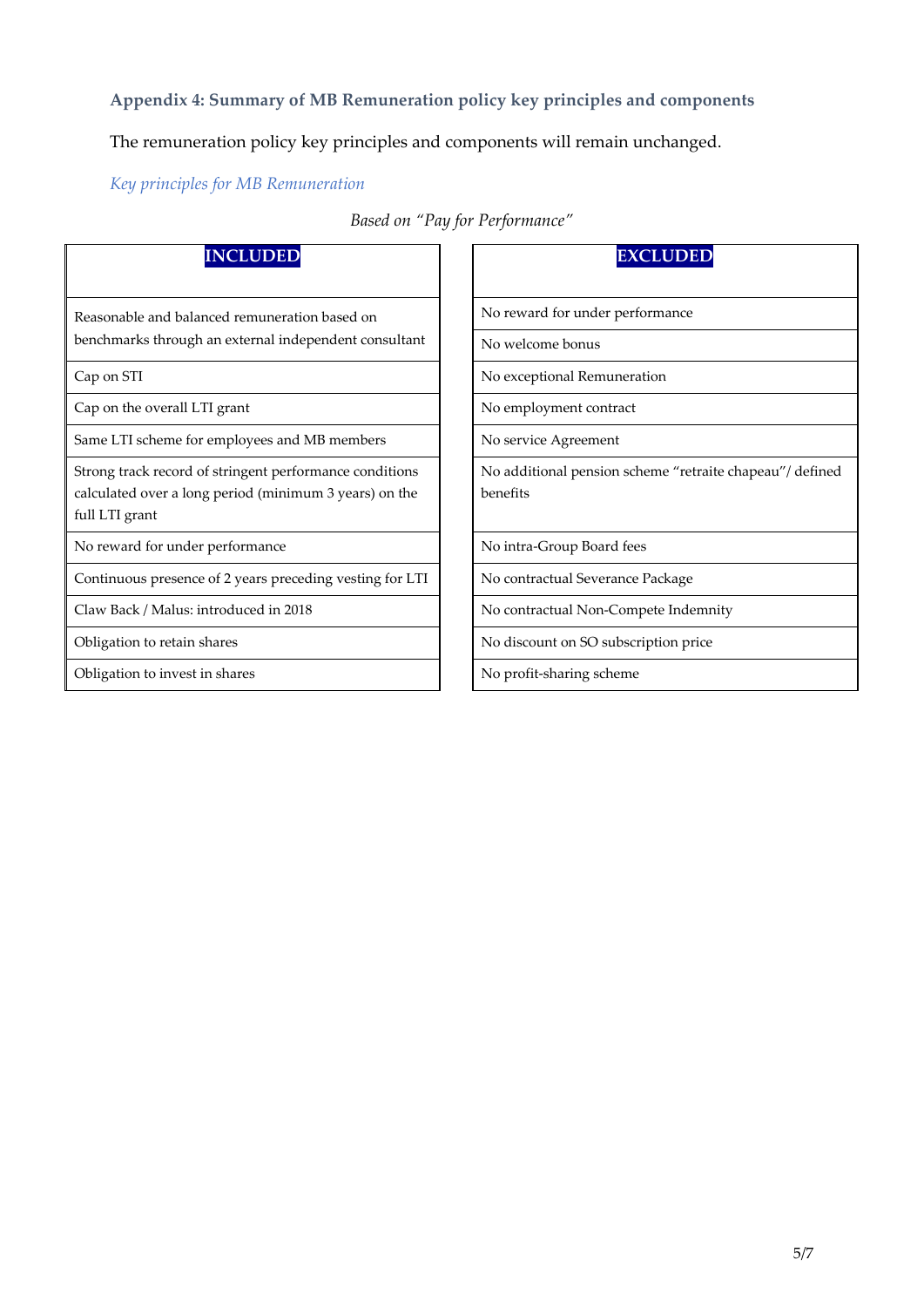### Appendix 4: Summary of MB Remuneration policy key principles and components

The remuneration policy key principles and components will remain unchanged.

*Key principles for MB Remuneration*

*Based on "Pay for Performance"*

| INCLUDED |
|---|
| Reasonable and balanced remuneration based on benchmarks through an external independent consultant |
| Cap on STI |
| Cap on the overall LTI grant |
| Same LTI scheme for employees and MB members |
| Strong track record of stringent performance conditions calculated over a long period (minimum 3 years) on the full LTI grant |
| No reward for under performance |
| Continuous presence of 2 years preceding vesting for LTI |
| Claw Back / Malus: introduced in 2018 |
| Obligation to retain shares |
| Obligation to invest in shares |

| EXCLUDED |
|---|
| No reward for under performance |
| No welcome bonus |
| No exceptional Remuneration |
| No employment contract |
| No service Agreement |
| No additional pension scheme "retraite chapeau"/ defined benefits |
| No intra-Group Board fees |
| No contractual Severance Package |
| No contractual Non-Compete Indemnity |
| No discount on SO subscription price |
| No profit-sharing scheme |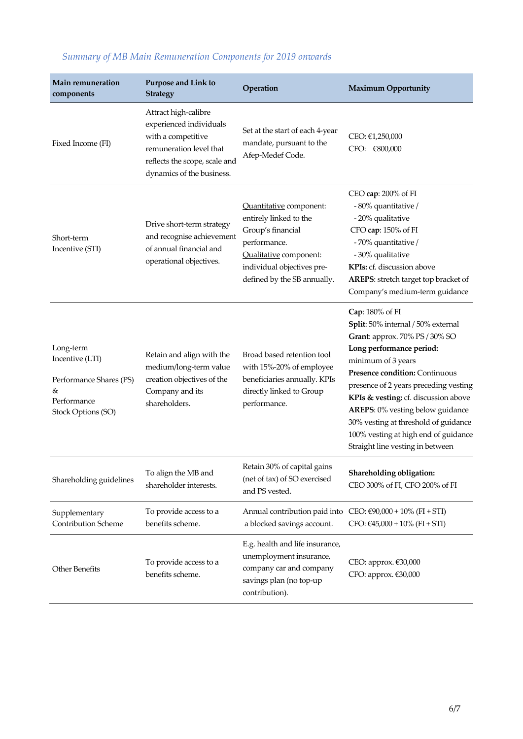*Summary of MB Main Remuneration Components for 2019 onwards*

| Main remuneration components | Purpose and Link to Strategy | Operation | Maximum Opportunity |
|---|---|---|---|
| Fixed Income (FI) | Attract high-calibre experienced individuals with a competitive remuneration level that reflects the scope, scale and dynamics of the business. | Set at the start of each 4-year mandate, pursuant to the Afep-Medef Code. | CEO: €1,250,000<br>CFO: €800,000 |
| Short-term Incentive (STI) | Drive short-term strategy and recognise achievement of annual financial and operational objectives. | Quantitative component: entirely linked to the Group's financial performance.<br>Qualitative component: individual objectives pre-defined by the SB annually. | CEO **cap**: 200% of FI<br>- 80% quantitative /<br>- 20% qualitative<br>CFO **cap**: 150% of FI<br>- 70% quantitative /<br>- 30% qualitative<br>**KPIs:** cf. discussion above<br>**AREPS**: stretch target top bracket of Company's medium-term guidance |
| Long-term Incentive (LTI)<br><br>Performance Shares (PS) &<br>Performance Stock Options (SO) | Retain and align with the medium/long-term value creation objectives of the Company and its shareholders. | Broad based retention tool with 15%-20% of employee beneficiaries annually. KPIs directly linked to Group performance. | **Cap**: 180% of FI<br>**Split**: 50% internal / 50% external<br>**Grant**: approx. 70% PS / 30% SO<br>**Long performance period:** minimum of 3 years<br>**Presence condition:** Continuous presence of 2 years preceding vesting<br>**KPIs & vesting:** cf. discussion above<br>**AREPS**: 0% vesting below guidance<br>30% vesting at threshold of guidance<br>100% vesting at high end of guidance<br>Straight line vesting in between |
| Shareholding guidelines | To align the MB and shareholder interests. | Retain 30% of capital gains (net of tax) of SO exercised and PS vested. | **Shareholding obligation:**<br>CEO 300% of FI, CFO 200% of FI |
| Supplementary Contribution Scheme | To provide access to a benefits scheme. | Annual contribution paid into a blocked savings account. | CEO: €90,000 + 10% (FI + STI)<br>CFO: €45,000 + 10% (FI + STI) |
| Other Benefits | To provide access to a benefits scheme. | E.g. health and life insurance, unemployment insurance, company car and company savings plan (no top-up contribution). | CEO: approx. €30,000<br>CFO: approx. €30,000 |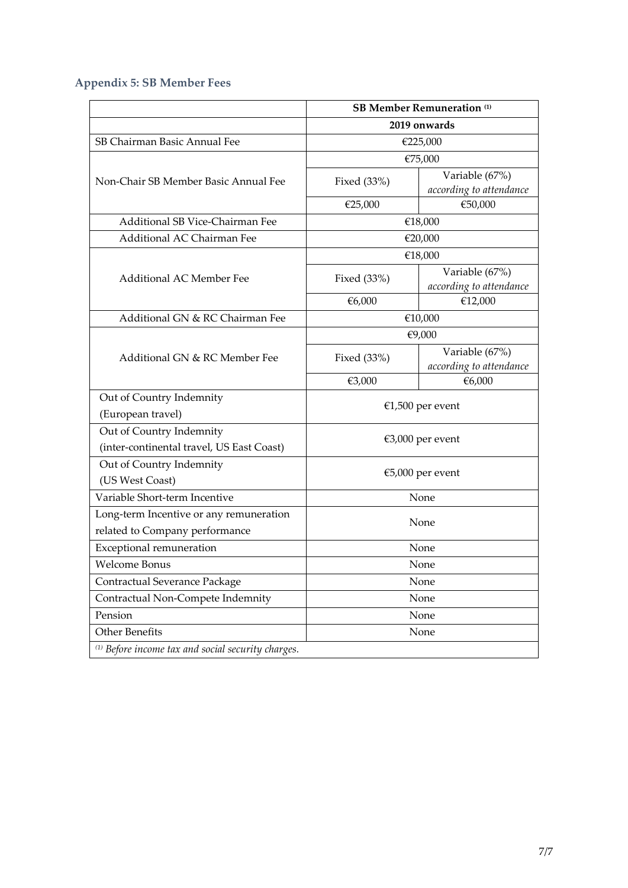### Appendix 5: SB Member Fees

| | SB Member Remuneration (1) | |
|---|---|---|
| | 2019 onwards | |
| SB Chairman Basic Annual Fee | €225,000 | |
| Non-Chair SB Member Basic Annual Fee | €75,000 | |
| | Fixed (33%) | Variable (67%) *according to attendance* |
| | €25,000 | €50,000 |
| Additional SB Vice-Chairman Fee | €18,000 | |
| Additional AC Chairman Fee | €20,000 | |
| Additional AC Member Fee | €18,000 | |
| | Fixed (33%) | Variable (67%) *according to attendance* |
| | €6,000 | €12,000 |
| Additional GN & RC Chairman Fee | €10,000 | |
| Additional GN & RC Member Fee | €9,000 | |
| | Fixed (33%) | Variable (67%) *according to attendance* |
| | €3,000 | €6,000 |
| Out of Country Indemnity (European travel) | €1,500 per event | |
| Out of Country Indemnity (inter-continental travel, US East Coast) | €3,000 per event | |
| Out of Country Indemnity (US West Coast) | €5,000 per event | |
| Variable Short-term Incentive | None | |
| Long-term Incentive or any remuneration related to Company performance | None | |
| Exceptional remuneration | None | |
| Welcome Bonus | None | |
| Contractual Severance Package | None | |
| Contractual Non-Compete Indemnity | None | |
| Pension | None | |
| Other Benefits | None | |

*(1) Before income tax and social security charges.*